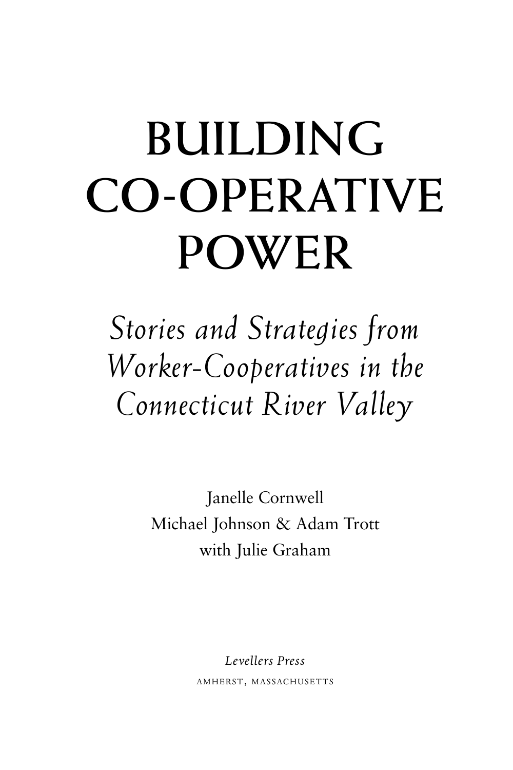# BUILDING CO-OPERATIVE POWER

*Stories and Strategies from Worker-Cooperatives in the Connecticut River Valley*

Janelle Cornwell
Michael Johnson & Adam Trott
with Julie Graham

*Levellers Press*
AMHERST, MASSACHUSETTS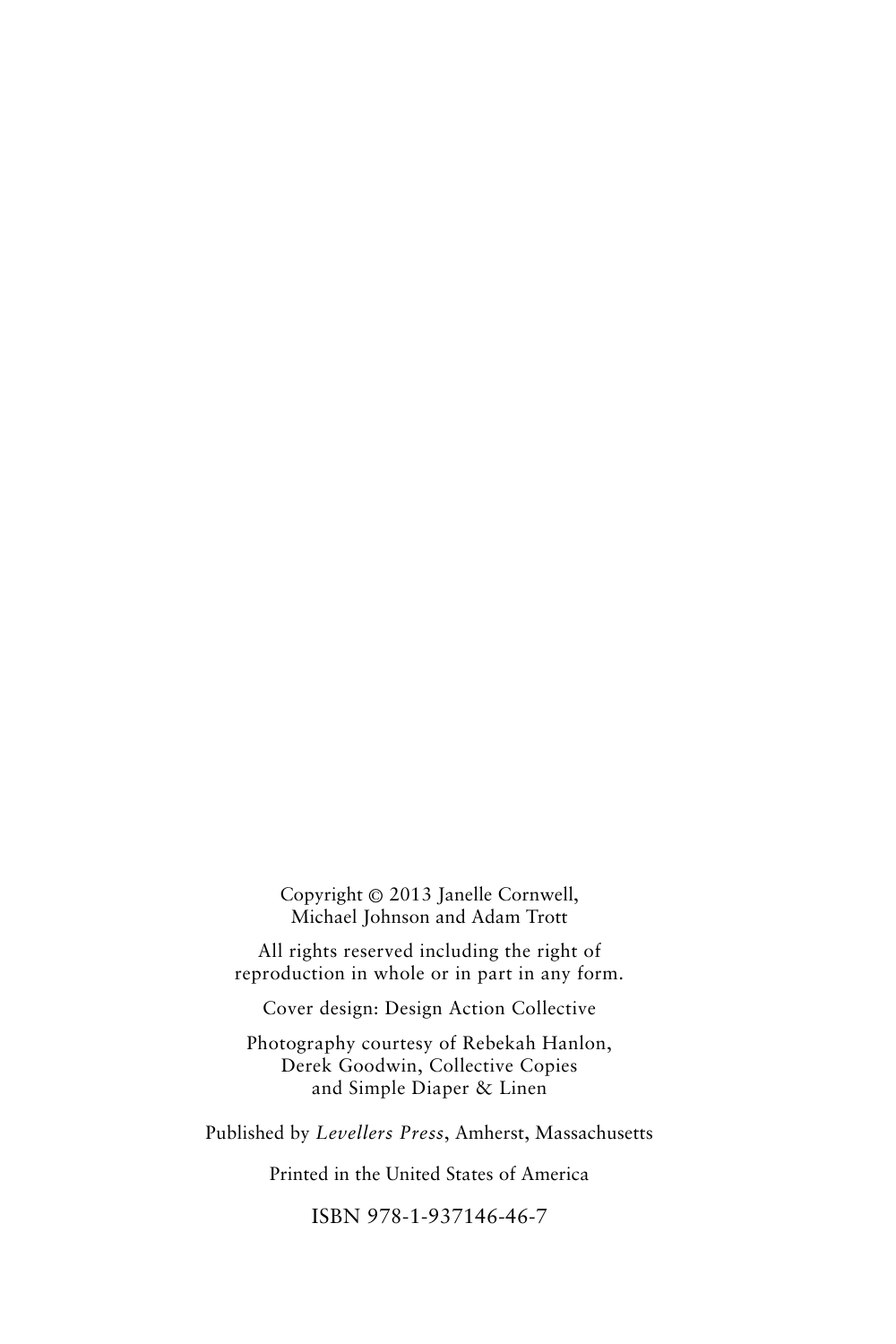Copyright © 2013 Janelle Cornwell,
Michael Johnson and Adam Trott

All rights reserved including the right of
reproduction in whole or in part in any form.

Cover design: Design Action Collective

Photography courtesy of Rebekah Hanlon,
Derek Goodwin, Collective Copies
and Simple Diaper & Linen

Published by *Levellers Press*, Amherst, Massachusetts

Printed in the United States of America

ISBN 978-1-937146-46-7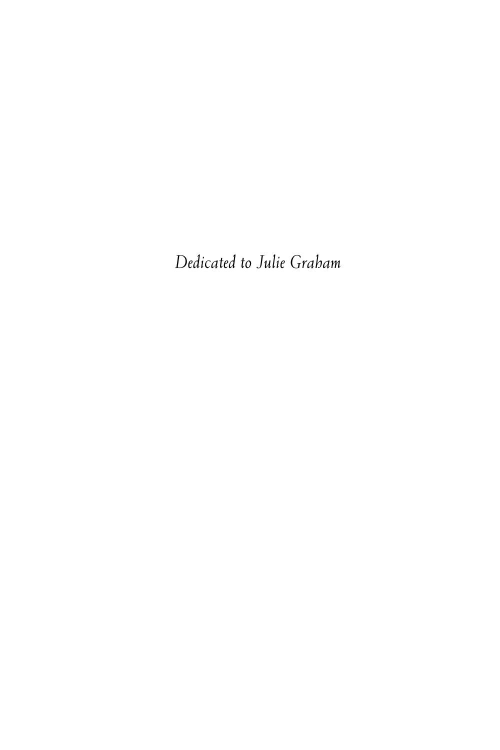*Dedicated to Julie Graham*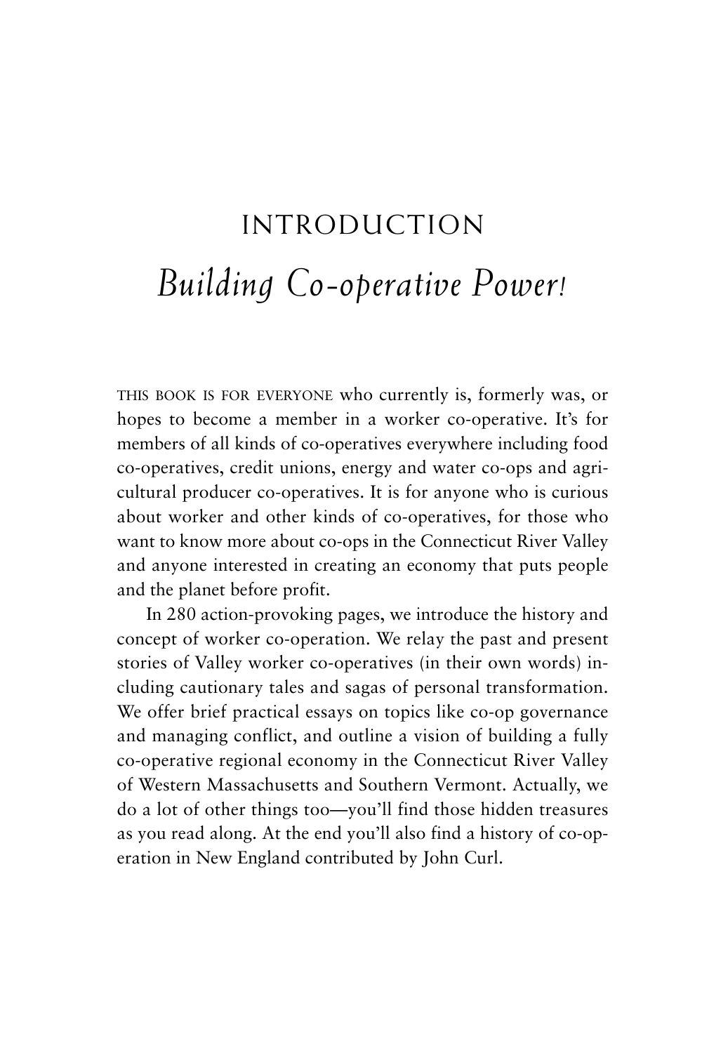# INTRODUCTION

## *Building Co-operative Power!*

THIS BOOK IS FOR EVERYONE who currently is, formerly was, or hopes to become a member in a worker co-operative. It's for members of all kinds of co-operatives everywhere including food co-operatives, credit unions, energy and water co-ops and agricultural producer co-operatives. It is for anyone who is curious about worker and other kinds of co-operatives, for those who want to know more about co-ops in the Connecticut River Valley and anyone interested in creating an economy that puts people and the planet before profit.

In 280 action-provoking pages, we introduce the history and concept of worker co-operation. We relay the past and present stories of Valley worker co-operatives (in their own words) including cautionary tales and sagas of personal transformation. We offer brief practical essays on topics like co-op governance and managing conflict, and outline a vision of building a fully co-operative regional economy in the Connecticut River Valley of Western Massachusetts and Southern Vermont. Actually, we do a lot of other things too—you'll find those hidden treasures as you read along. At the end you'll also find a history of co-operation in New England contributed by John Curl.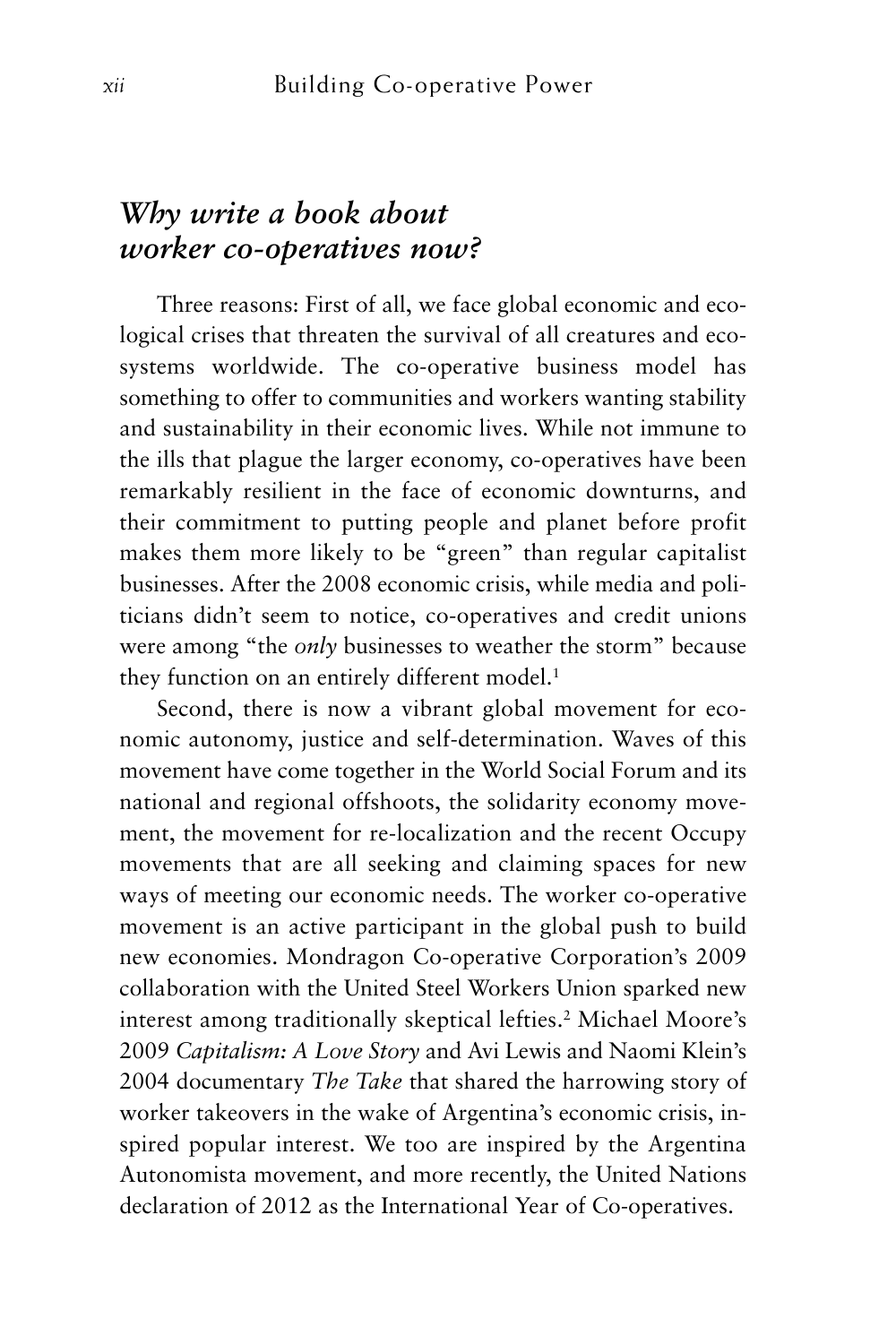## *Why write a book about worker co-operatives now?*

Three reasons: First of all, we face global economic and ecological crises that threaten the survival of all creatures and ecosystems worldwide. The co-operative business model has something to offer to communities and workers wanting stability and sustainability in their economic lives. While not immune to the ills that plague the larger economy, co-operatives have been remarkably resilient in the face of economic downturns, and their commitment to putting people and planet before profit makes them more likely to be "green" than regular capitalist businesses. After the 2008 economic crisis, while media and politicians didn't seem to notice, co-operatives and credit unions were among "the *only* businesses to weather the storm" because they function on an entirely different model.[1]

Second, there is now a vibrant global movement for economic autonomy, justice and self-determination. Waves of this movement have come together in the World Social Forum and its national and regional offshoots, the solidarity economy movement, the movement for re-localization and the recent Occupy movements that are all seeking and claiming spaces for new ways of meeting our economic needs. The worker co-operative movement is an active participant in the global push to build new economies. Mondragon Co-operative Corporation's 2009 collaboration with the United Steel Workers Union sparked new interest among traditionally skeptical lefties.[2] Michael Moore's 2009 *Capitalism: A Love Story* and Avi Lewis and Naomi Klein's 2004 documentary *The Take* that shared the harrowing story of worker takeovers in the wake of Argentina's economic crisis, inspired popular interest. We too are inspired by the Argentina Autonomista movement, and more recently, the United Nations declaration of 2012 as the International Year of Co-operatives.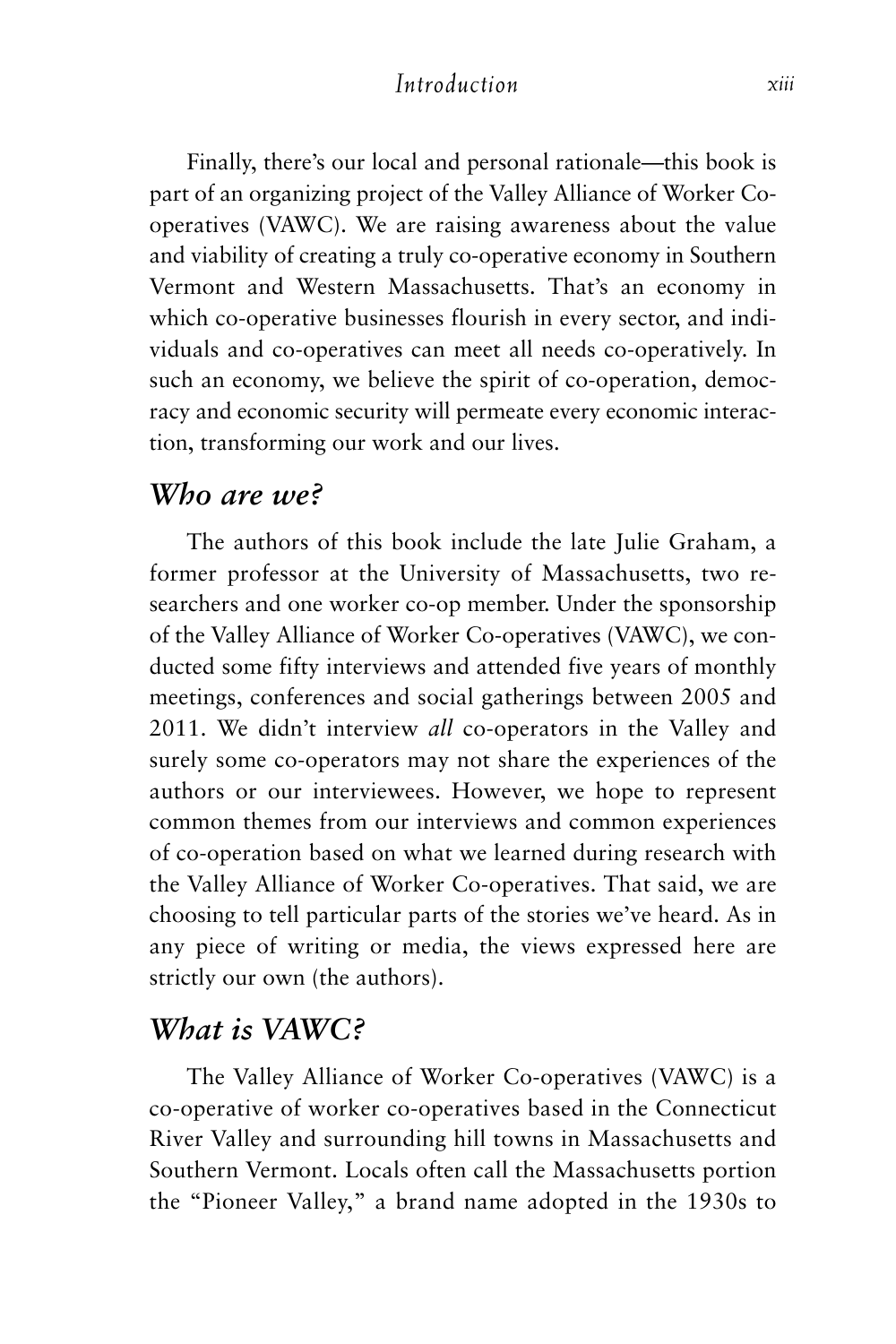Finally, there's our local and personal rationale—this book is part of an organizing project of the Valley Alliance of Worker Co-operatives (VAWC). We are raising awareness about the value and viability of creating a truly co-operative economy in Southern Vermont and Western Massachusetts. That's an economy in which co-operative businesses flourish in every sector, and individuals and co-operatives can meet all needs co-operatively. In such an economy, we believe the spirit of co-operation, democracy and economic security will permeate every economic interaction, transforming our work and our lives.

## *Who are we?*

The authors of this book include the late Julie Graham, a former professor at the University of Massachusetts, two researchers and one worker co-op member. Under the sponsorship of the Valley Alliance of Worker Co-operatives (VAWC), we conducted some fifty interviews and attended five years of monthly meetings, conferences and social gatherings between 2005 and 2011. We didn't interview *all* co-operators in the Valley and surely some co-operators may not share the experiences of the authors or our interviewees. However, we hope to represent common themes from our interviews and common experiences of co-operation based on what we learned during research with the Valley Alliance of Worker Co-operatives. That said, we are choosing to tell particular parts of the stories we've heard. As in any piece of writing or media, the views expressed here are strictly our own (the authors).

## *What is VAWC?*

The Valley Alliance of Worker Co-operatives (VAWC) is a co-operative of worker co-operatives based in the Connecticut River Valley and surrounding hill towns in Massachusetts and Southern Vermont. Locals often call the Massachusetts portion the "Pioneer Valley," a brand name adopted in the 1930s to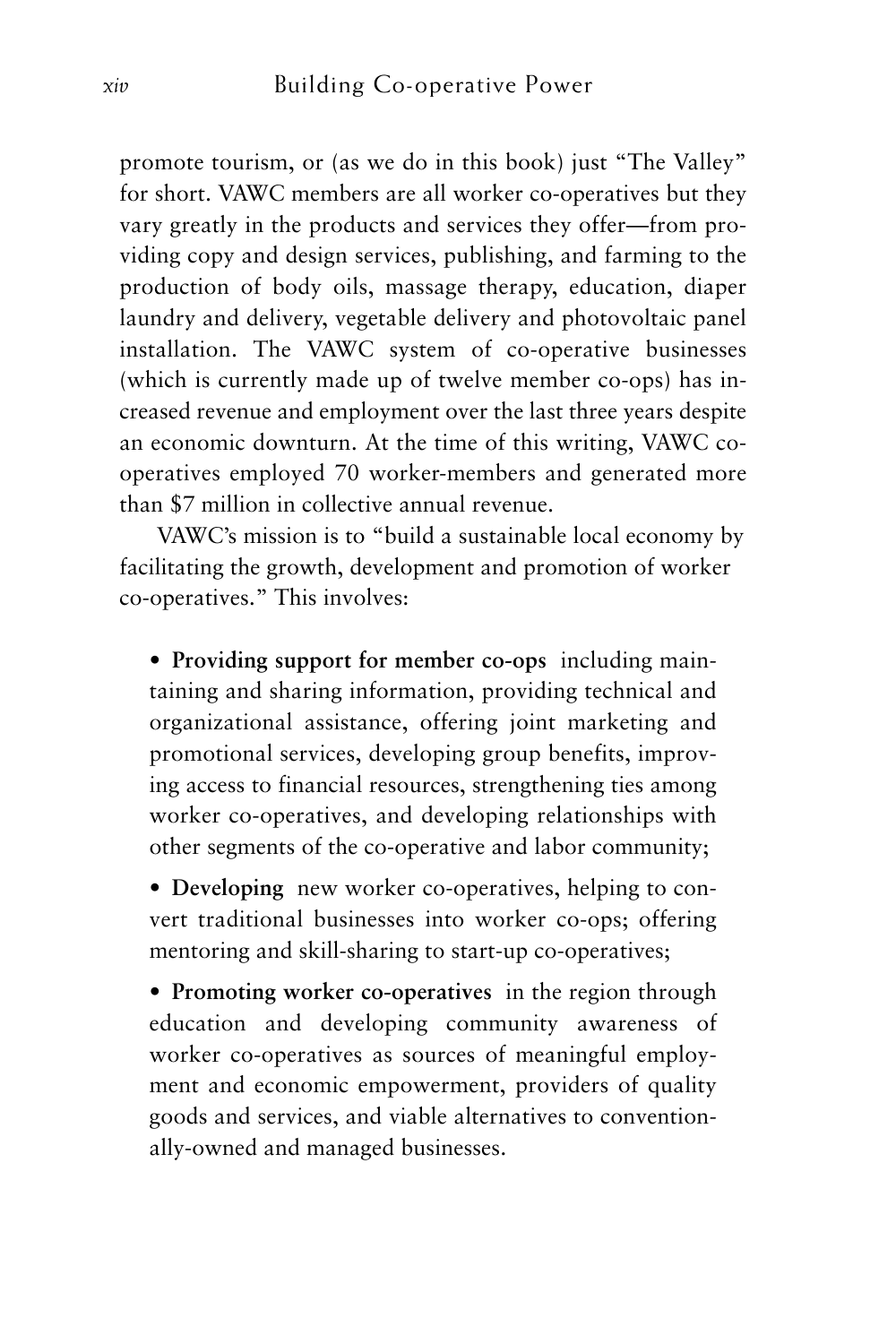promote tourism, or (as we do in this book) just "The Valley" for short. VAWC members are all worker co-operatives but they vary greatly in the products and services they offer—from providing copy and design services, publishing, and farming to the production of body oils, massage therapy, education, diaper laundry and delivery, vegetable delivery and photovoltaic panel installation. The VAWC system of co-operative businesses (which is currently made up of twelve member co-ops) has increased revenue and employment over the last three years despite an economic downturn. At the time of this writing, VAWC co-operatives employed 70 worker-members and generated more than $7 million in collective annual revenue.

VAWC's mission is to "build a sustainable local economy by facilitating the growth, development and promotion of worker co-operatives." This involves:

- **Providing support for member co-ops** including maintaining and sharing information, providing technical and organizational assistance, offering joint marketing and promotional services, developing group benefits, improving access to financial resources, strengthening ties among worker co-operatives, and developing relationships with other segments of the co-operative and labor community;
- **Developing** new worker co-operatives, helping to convert traditional businesses into worker co-ops; offering mentoring and skill-sharing to start-up co-operatives;
- **Promoting worker co-operatives** in the region through education and developing community awareness of worker co-operatives as sources of meaningful employment and economic empowerment, providers of quality goods and services, and viable alternatives to conventionally-owned and managed businesses.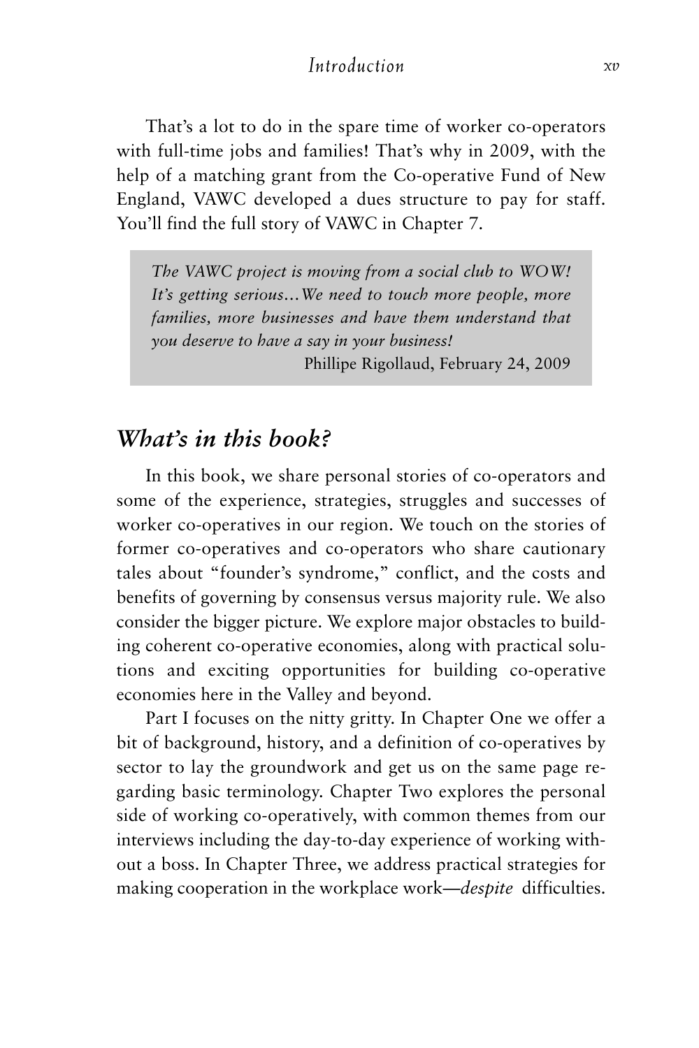That's a lot to do in the spare time of worker co-operators with full-time jobs and families! That's why in 2009, with the help of a matching grant from the Co-operative Fund of New England, VAWC developed a dues structure to pay for staff. You'll find the full story of VAWC in Chapter 7.

> *The VAWC project is moving from a social club to WOW! It's getting serious…We need to touch more people, more families, more businesses and have them understand that you deserve to have a say in your business!*
>
> Phillipe Rigollaud, February 24, 2009

## *What's in this book?*

In this book, we share personal stories of co-operators and some of the experience, strategies, struggles and successes of worker co-operatives in our region. We touch on the stories of former co-operatives and co-operators who share cautionary tales about "founder's syndrome," conflict, and the costs and benefits of governing by consensus versus majority rule. We also consider the bigger picture. We explore major obstacles to building coherent co-operative economies, along with practical solutions and exciting opportunities for building co-operative economies here in the Valley and beyond.

Part I focuses on the nitty gritty. In Chapter One we offer a bit of background, history, and a definition of co-operatives by sector to lay the groundwork and get us on the same page regarding basic terminology. Chapter Two explores the personal side of working co-operatively, with common themes from our interviews including the day-to-day experience of working without a boss. In Chapter Three, we address practical strategies for making cooperation in the workplace work—*despite* difficulties.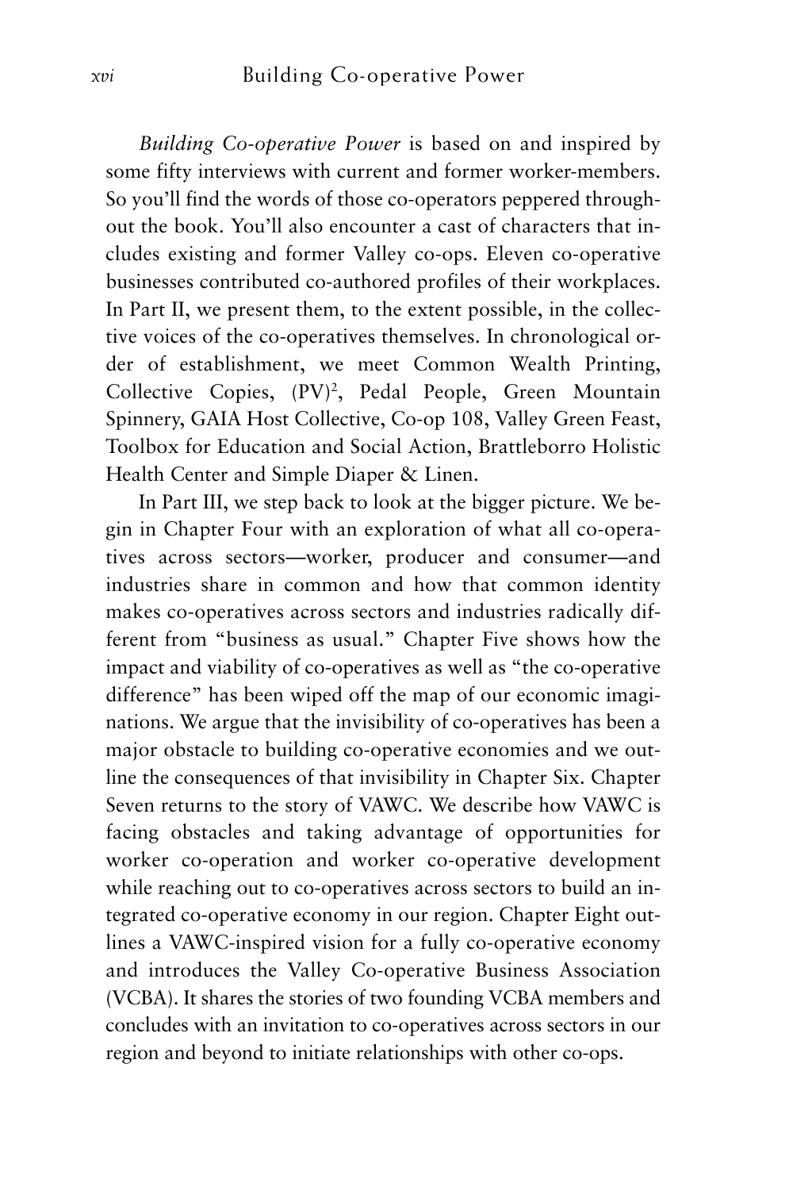*Building Co-operative Power* is based on and inspired by some fifty interviews with current and former worker-members. So you'll find the words of those co-operators peppered throughout the book. You'll also encounter a cast of characters that includes existing and former Valley co-ops. Eleven co-operative businesses contributed co-authored profiles of their workplaces. In Part II, we present them, to the extent possible, in the collective voices of the co-operatives themselves. In chronological order of establishment, we meet Common Wealth Printing, Collective Copies, $(PV)^2$, Pedal People, Green Mountain Spinnery, GAIA Host Collective, Co-op 108, Valley Green Feast, Toolbox for Education and Social Action, Brattleborro Holistic Health Center and Simple Diaper & Linen.

In Part III, we step back to look at the bigger picture. We begin in Chapter Four with an exploration of what all co-operatives across sectors—worker, producer and consumer—and industries share in common and how that common identity makes co-operatives across sectors and industries radically different from "business as usual." Chapter Five shows how the impact and viability of co-operatives as well as "the co-operative difference" has been wiped off the map of our economic imaginations. We argue that the invisibility of co-operatives has been a major obstacle to building co-operative economies and we outline the consequences of that invisibility in Chapter Six. Chapter Seven returns to the story of VAWC. We describe how VAWC is facing obstacles and taking advantage of opportunities for worker co-operation and worker co-operative development while reaching out to co-operatives across sectors to build an integrated co-operative economy in our region. Chapter Eight outlines a VAWC-inspired vision for a fully co-operative economy and introduces the Valley Co-operative Business Association (VCBA). It shares the stories of two founding VCBA members and concludes with an invitation to co-operatives across sectors in our region and beyond to initiate relationships with other co-ops.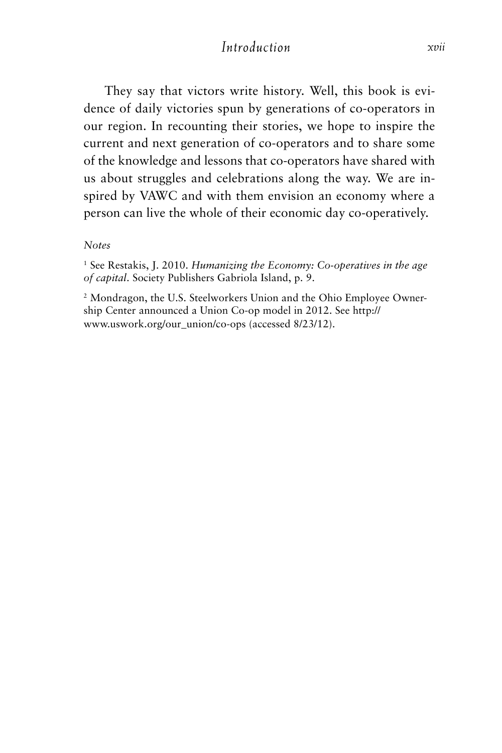They say that victors write history. Well, this book is evidence of daily victories spun by generations of co-operators in our region. In recounting their stories, we hope to inspire the current and next generation of co-operators and to share some of the knowledge and lessons that co-operators have shared with us about struggles and celebrations along the way. We are inspired by VAWC and with them envision an economy where a person can live the whole of their economic day co-operatively.

*Notes*

[1] See Restakis, J. 2010. *Humanizing the Economy: Co-operatives in the age of capital*. Society Publishers Gabriola Island, p. 9.

[2] Mondragon, the U.S. Steelworkers Union and the Ohio Employee Ownership Center announced a Union Co-op model in 2012. See http://www.uswork.org/our_union/co-ops (accessed 8/23/12).